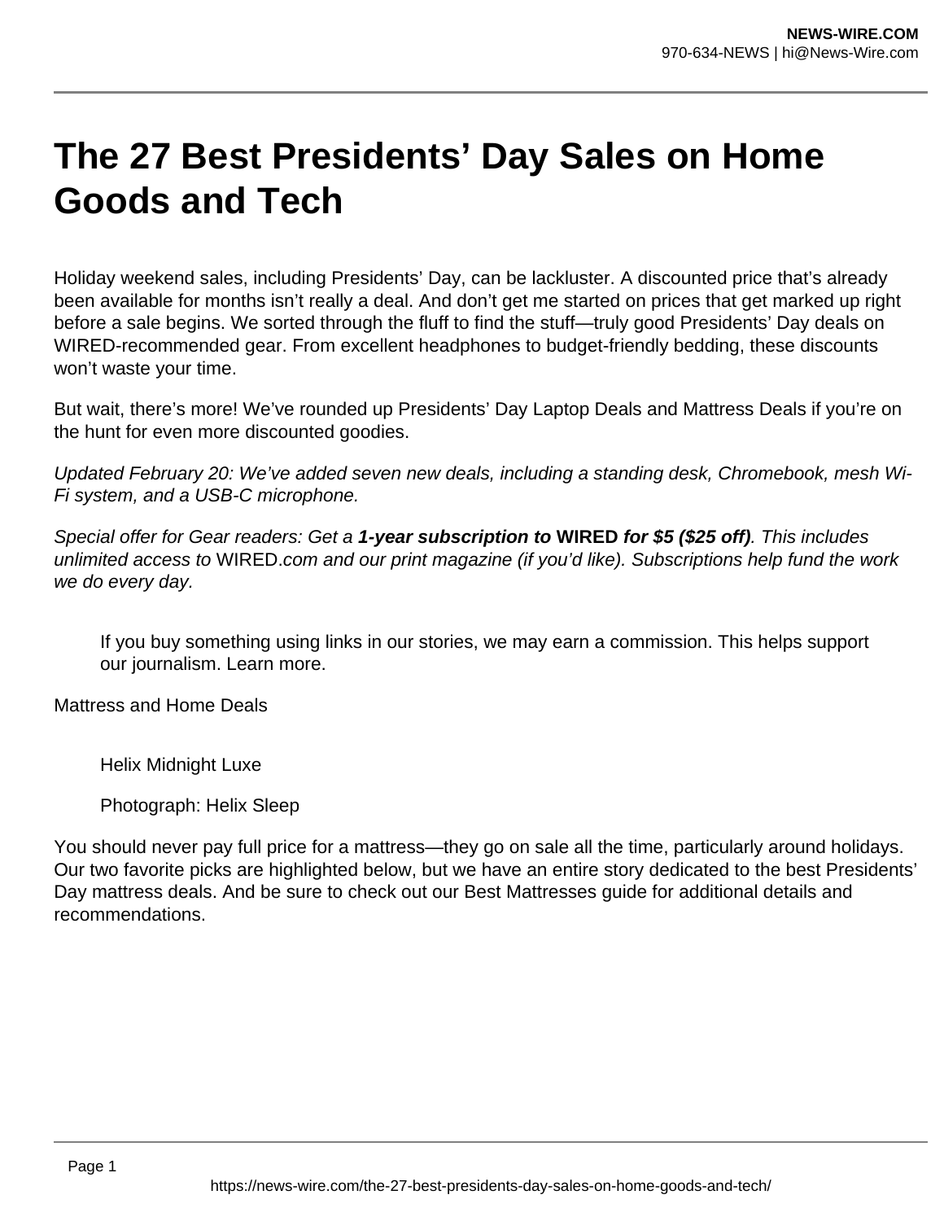# The 27 Best Presidents' Day Sales on Home Goods and Tech

Holiday weekend sales, including Presidents' Day, can be lackluster. A discounted price that's already been available for months isn't really a deal. And don't get me started on prices that get marked up right before a sale begins. We sorted through the fluff to find the stuff—truly good Presidents' Day deals on WIRED-recommended gear. From excellent headphones to budget-friendly bedding, these discounts won't waste your time.

But wait, there's more! We've rounded up Presidents' Day Laptop Deals and Mattress Deals if you're on the hunt for even more discounted goodies.

*Updated February 20: We've added seven new deals, including a standing desk, Chromebook, mesh Wi-Fi system, and a USB-C microphone.*

*Special offer for Gear readers: Get a* ***1-year subscription to*** **WIRED** ***for $5 ($25 off)****. This includes unlimited access to* WIRED*.com and our print magazine (if you'd like). Subscriptions help fund the work we do every day.*

> If you buy something using links in our stories, we may earn a commission. This helps support our journalism. Learn more.

Mattress and Home Deals

> Helix Midnight Luxe
>
> Photograph: Helix Sleep

You should never pay full price for a mattress—they go on sale all the time, particularly around holidays. Our two favorite picks are highlighted below, but we have an entire story dedicated to the best Presidents' Day mattress deals. And be sure to check out our Best Mattresses guide for additional details and recommendations.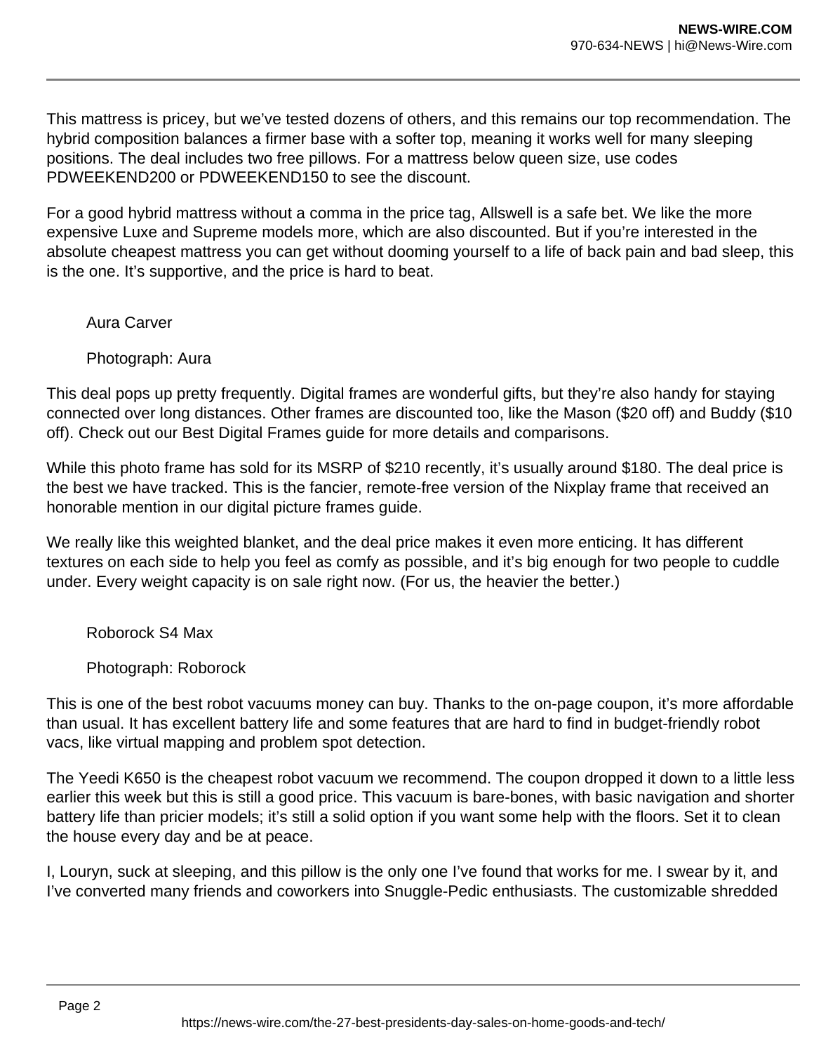This mattress is pricey, but we've tested dozens of others, and this remains our top recommendation. The hybrid composition balances a firmer base with a softer top, meaning it works well for many sleeping positions. The deal includes two free pillows. For a mattress below queen size, use codes PDWEEKEND200 or PDWEEKEND150 to see the discount.

For a good hybrid mattress without a comma in the price tag, Allswell is a safe bet. We like the more expensive Luxe and Supreme models more, which are also discounted. But if you're interested in the absolute cheapest mattress you can get without dooming yourself to a life of back pain and bad sleep, this is the one. It's supportive, and the price is hard to beat.

Aura Carver

Photograph: Aura

This deal pops up pretty frequently. Digital frames are wonderful gifts, but they're also handy for staying connected over long distances. Other frames are discounted too, like the Mason ($20 off) and Buddy ($10 off). Check out our Best Digital Frames guide for more details and comparisons.

While this photo frame has sold for its MSRP of $210 recently, it's usually around $180. The deal price is the best we have tracked. This is the fancier, remote-free version of the Nixplay frame that received an honorable mention in our digital picture frames guide.

We really like this weighted blanket, and the deal price makes it even more enticing. It has different textures on each side to help you feel as comfy as possible, and it's big enough for two people to cuddle under. Every weight capacity is on sale right now. (For us, the heavier the better.)

Roborock S4 Max

Photograph: Roborock

This is one of the best robot vacuums money can buy. Thanks to the on-page coupon, it's more affordable than usual. It has excellent battery life and some features that are hard to find in budget-friendly robot vacs, like virtual mapping and problem spot detection.

The Yeedi K650 is the cheapest robot vacuum we recommend. The coupon dropped it down to a little less earlier this week but this is still a good price. This vacuum is bare-bones, with basic navigation and shorter battery life than pricier models; it's still a solid option if you want some help with the floors. Set it to clean the house every day and be at peace.

I, Louryn, suck at sleeping, and this pillow is the only one I've found that works for me. I swear by it, and I've converted many friends and coworkers into Snuggle-Pedic enthusiasts. The customizable shredded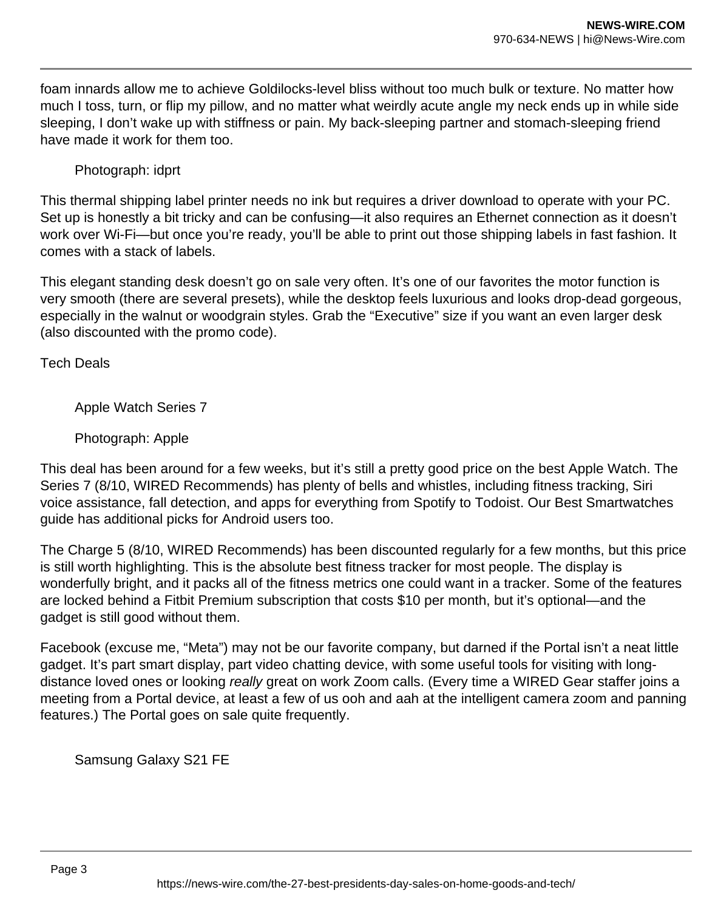foam innards allow me to achieve Goldilocks-level bliss without too much bulk or texture. No matter how much I toss, turn, or flip my pillow, and no matter what weirdly acute angle my neck ends up in while side sleeping, I don't wake up with stiffness or pain. My back-sleeping partner and stomach-sleeping friend have made it work for them too.

Photograph: idprt

This thermal shipping label printer needs no ink but requires a driver download to operate with your PC. Set up is honestly a bit tricky and can be confusing—it also requires an Ethernet connection as it doesn't work over Wi-Fi—but once you're ready, you'll be able to print out those shipping labels in fast fashion. It comes with a stack of labels.

This elegant standing desk doesn't go on sale very often. It's one of our favorites the motor function is very smooth (there are several presets), while the desktop feels luxurious and looks drop-dead gorgeous, especially in the walnut or woodgrain styles. Grab the "Executive" size if you want an even larger desk (also discounted with the promo code).

## Tech Deals

Apple Watch Series 7

Photograph: Apple

This deal has been around for a few weeks, but it's still a pretty good price on the best Apple Watch. The Series 7 (8/10, WIRED Recommends) has plenty of bells and whistles, including fitness tracking, Siri voice assistance, fall detection, and apps for everything from Spotify to Todoist. Our Best Smartwatches guide has additional picks for Android users too.

The Charge 5 (8/10, WIRED Recommends) has been discounted regularly for a few months, but this price is still worth highlighting. This is the absolute best fitness tracker for most people. The display is wonderfully bright, and it packs all of the fitness metrics one could want in a tracker. Some of the features are locked behind a Fitbit Premium subscription that costs $10 per month, but it's optional—and the gadget is still good without them.

Facebook (excuse me, "Meta") may not be our favorite company, but darned if the Portal isn't a neat little gadget. It's part smart display, part video chatting device, with some useful tools for visiting with long-distance loved ones or looking *really* great on work Zoom calls. (Every time a WIRED Gear staffer joins a meeting from a Portal device, at least a few of us ooh and aah at the intelligent camera zoom and panning features.) The Portal goes on sale quite frequently.

Samsung Galaxy S21 FE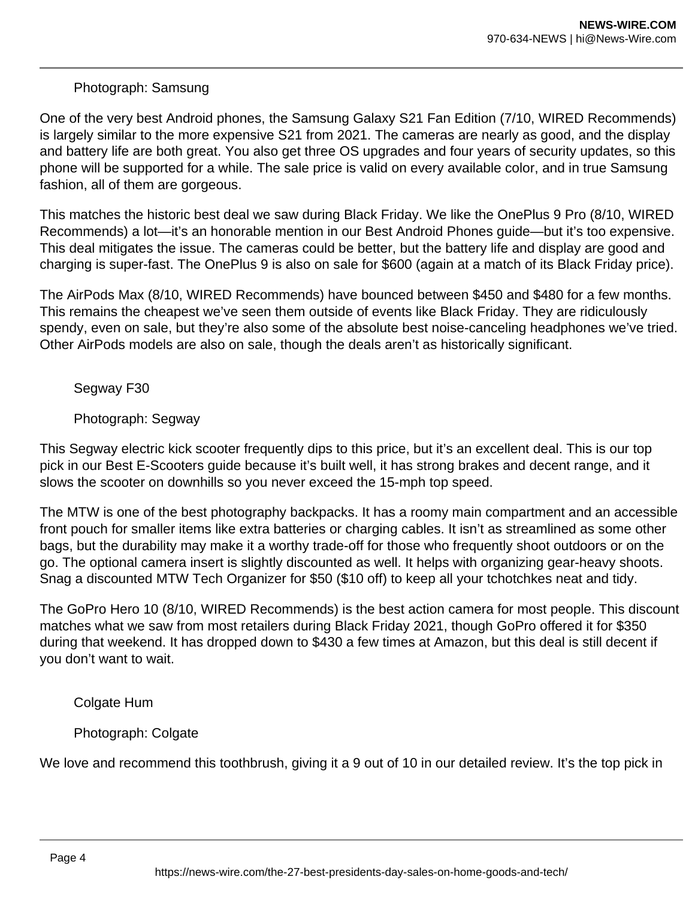Photograph: Samsung

One of the very best Android phones, the Samsung Galaxy S21 Fan Edition (7/10, WIRED Recommends) is largely similar to the more expensive S21 from 2021. The cameras are nearly as good, and the display and battery life are both great. You also get three OS upgrades and four years of security updates, so this phone will be supported for a while. The sale price is valid on every available color, and in true Samsung fashion, all of them are gorgeous.

This matches the historic best deal we saw during Black Friday. We like the OnePlus 9 Pro (8/10, WIRED Recommends) a lot—it's an honorable mention in our Best Android Phones guide—but it's too expensive. This deal mitigates the issue. The cameras could be better, but the battery life and display are good and charging is super-fast. The OnePlus 9 is also on sale for $600 (again at a match of its Black Friday price).

The AirPods Max (8/10, WIRED Recommends) have bounced between $450 and $480 for a few months. This remains the cheapest we've seen them outside of events like Black Friday. They are ridiculously spendy, even on sale, but they're also some of the absolute best noise-canceling headphones we've tried. Other AirPods models are also on sale, though the deals aren't as historically significant.

Segway F30

Photograph: Segway

This Segway electric kick scooter frequently dips to this price, but it's an excellent deal. This is our top pick in our Best E-Scooters guide because it's built well, it has strong brakes and decent range, and it slows the scooter on downhills so you never exceed the 15-mph top speed.

The MTW is one of the best photography backpacks. It has a roomy main compartment and an accessible front pouch for smaller items like extra batteries or charging cables. It isn't as streamlined as some other bags, but the durability may make it a worthy trade-off for those who frequently shoot outdoors or on the go. The optional camera insert is slightly discounted as well. It helps with organizing gear-heavy shoots. Snag a discounted MTW Tech Organizer for $50 ($10 off) to keep all your tchotchkes neat and tidy.

The GoPro Hero 10 (8/10, WIRED Recommends) is the best action camera for most people. This discount matches what we saw from most retailers during Black Friday 2021, though GoPro offered it for $350 during that weekend. It has dropped down to $430 a few times at Amazon, but this deal is still decent if you don't want to wait.

Colgate Hum

Photograph: Colgate

We love and recommend this toothbrush, giving it a 9 out of 10 in our detailed review. It's the top pick in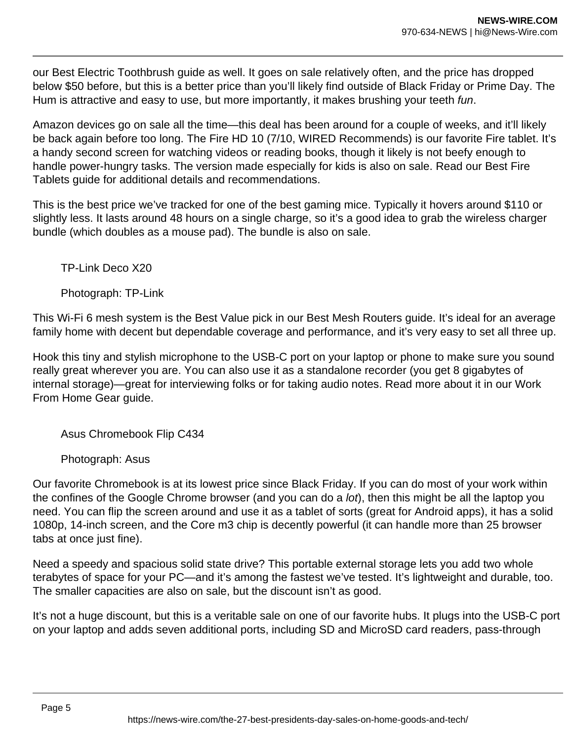our Best Electric Toothbrush guide as well. It goes on sale relatively often, and the price has dropped below $50 before, but this is a better price than you'll likely find outside of Black Friday or Prime Day. The Hum is attractive and easy to use, but more importantly, it makes brushing your teeth *fun*.

Amazon devices go on sale all the time—this deal has been around for a couple of weeks, and it'll likely be back again before too long. The Fire HD 10 (7/10, WIRED Recommends) is our favorite Fire tablet. It's a handy second screen for watching videos or reading books, though it likely is not beefy enough to handle power-hungry tasks. The version made especially for kids is also on sale. Read our Best Fire Tablets guide for additional details and recommendations.

This is the best price we've tracked for one of the best gaming mice. Typically it hovers around $110 or slightly less. It lasts around 48 hours on a single charge, so it's a good idea to grab the wireless charger bundle (which doubles as a mouse pad). The bundle is also on sale.

TP-Link Deco X20

Photograph: TP-Link

This Wi-Fi 6 mesh system is the Best Value pick in our Best Mesh Routers guide. It's ideal for an average family home with decent but dependable coverage and performance, and it's very easy to set all three up.

Hook this tiny and stylish microphone to the USB-C port on your laptop or phone to make sure you sound really great wherever you are. You can also use it as a standalone recorder (you get 8 gigabytes of internal storage)—great for interviewing folks or for taking audio notes. Read more about it in our Work From Home Gear guide.

Asus Chromebook Flip C434

Photograph: Asus

Our favorite Chromebook is at its lowest price since Black Friday. If you can do most of your work within the confines of the Google Chrome browser (and you can do a *lot*), then this might be all the laptop you need. You can flip the screen around and use it as a tablet of sorts (great for Android apps), it has a solid 1080p, 14-inch screen, and the Core m3 chip is decently powerful (it can handle more than 25 browser tabs at once just fine).

Need a speedy and spacious solid state drive? This portable external storage lets you add two whole terabytes of space for your PC—and it's among the fastest we've tested. It's lightweight and durable, too. The smaller capacities are also on sale, but the discount isn't as good.

It's not a huge discount, but this is a veritable sale on one of our favorite hubs. It plugs into the USB-C port on your laptop and adds seven additional ports, including SD and MicroSD card readers, pass-through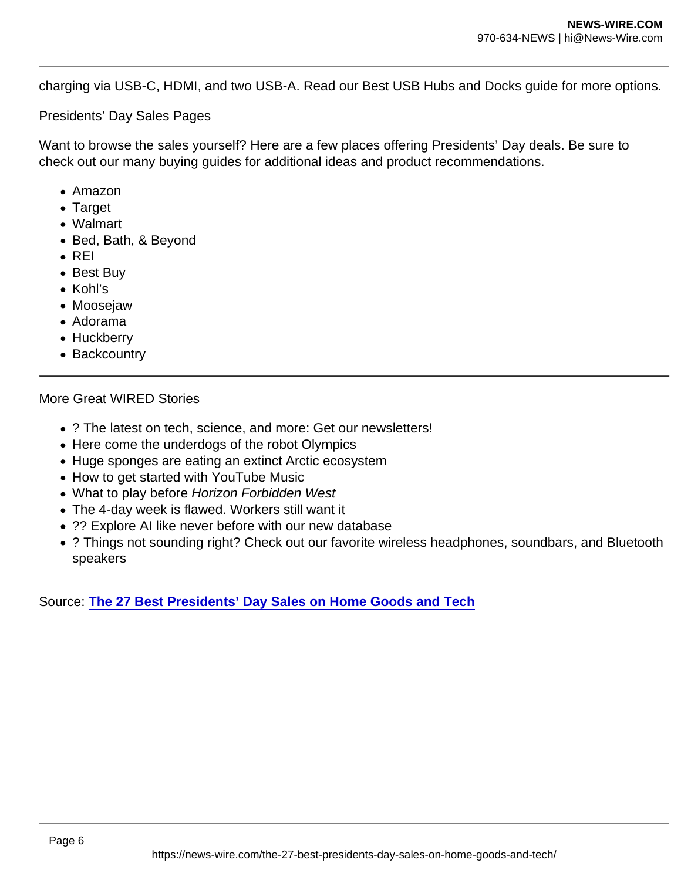charging via USB-C, HDMI, and two USB-A. Read our Best USB Hubs and Docks guide for more options.

Presidents' Day Sales Pages

Want to browse the sales yourself? Here are a few places offering Presidents' Day deals. Be sure to check out our many buying guides for additional ideas and product recommendations.

- Amazon
- Target
- Walmart
- Bed, Bath, & Beyond
- REI
- Best Buy
- Kohl's
- Moosejaw
- Adorama
- Huckberry
- Backcountry

---

More Great WIRED Stories

- ? The latest on tech, science, and more: Get our newsletters!
- Here come the underdogs of the robot Olympics
- Huge sponges are eating an extinct Arctic ecosystem
- How to get started with YouTube Music
- What to play before *Horizon Forbidden West*
- The 4-day week is flawed. Workers still want it
- ?? Explore AI like never before with our new database
- ? Things not sounding right? Check out our favorite wireless headphones, soundbars, and Bluetooth speakers

Source: **[The 27 Best Presidents' Day Sales on Home Goods and Tech](https://news-wire.com/the-27-best-presidents-day-sales-on-home-goods-and-tech/)**